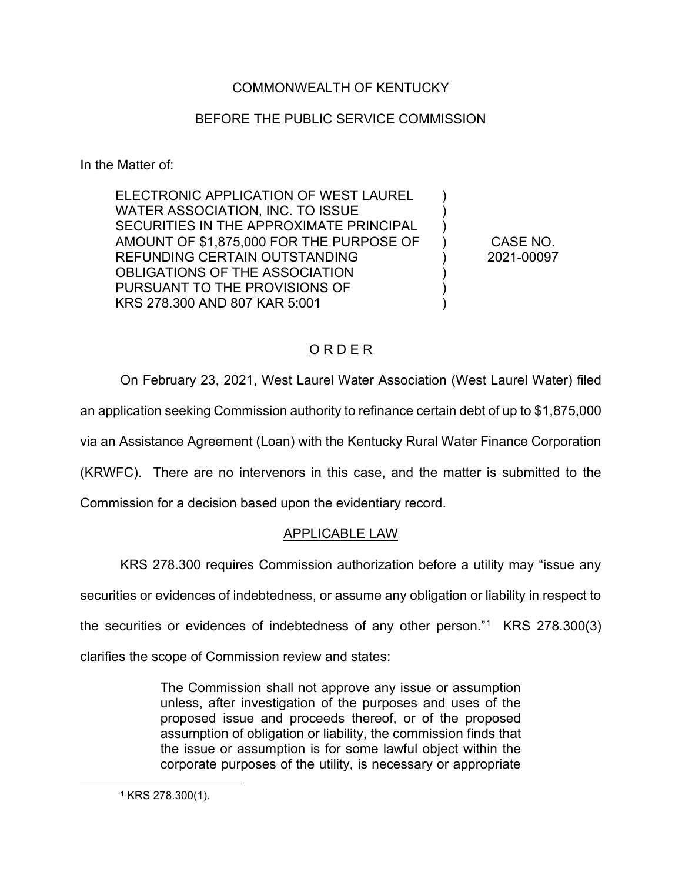COMMONWEALTH OF KENTUCKY

BEFORE THE PUBLIC SERVICE COMMISSION

In the Matter of:

| | | |
|---|---|---|
| ELECTRONIC APPLICATION OF WEST LAUREL WATER ASSOCIATION, INC. TO ISSUE SECURITIES IN THE APPROXIMATE PRINCIPAL AMOUNT OF $1,875,000 FOR THE PURPOSE OF REFUNDING CERTAIN OUTSTANDING OBLIGATIONS OF THE ASSOCIATION PURSUANT TO THE PROVISIONS OF KRS 278.300 AND 807 KAR 5:001 | ) | CASE NO. 2021-00097 |

## ORDER

On February 23, 2021, West Laurel Water Association (West Laurel Water) filed an application seeking Commission authority to refinance certain debt of up to $1,875,000 via an Assistance Agreement (Loan) with the Kentucky Rural Water Finance Corporation (KRWFC). There are no intervenors in this case, and the matter is submitted to the Commission for a decision based upon the evidentiary record.

### APPLICABLE LAW

KRS 278.300 requires Commission authorization before a utility may "issue any securities or evidences of indebtedness, or assume any obligation or liability in respect to the securities or evidences of indebtedness of any other person."[1] KRS 278.300(3) clarifies the scope of Commission review and states:

> The Commission shall not approve any issue or assumption unless, after investigation of the purposes and uses of the proposed issue and proceeds thereof, or of the proposed assumption of obligation or liability, the commission finds that the issue or assumption is for some lawful object within the corporate purposes of the utility, is necessary or appropriate

[1] KRS 278.300(1).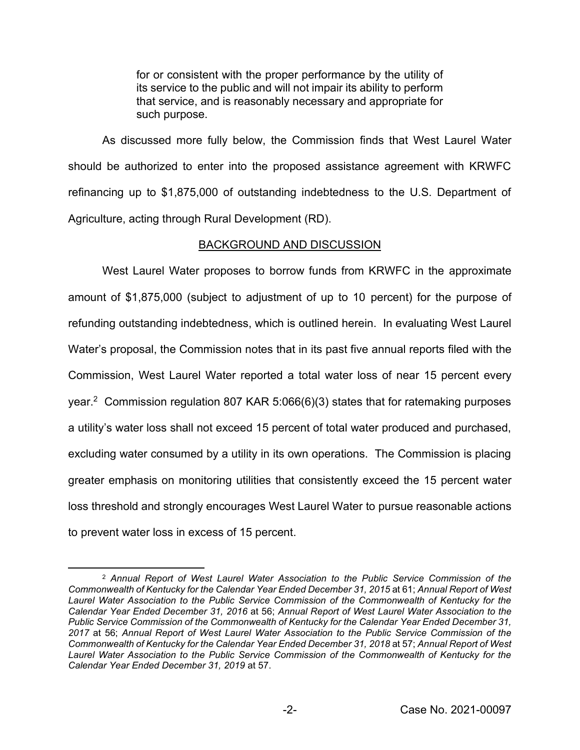> for or consistent with the proper performance by the utility of its service to the public and will not impair its ability to perform that service, and is reasonably necessary and appropriate for such purpose.

As discussed more fully below, the Commission finds that West Laurel Water should be authorized to enter into the proposed assistance agreement with KRWFC refinancing up to $1,875,000 of outstanding indebtedness to the U.S. Department of Agriculture, acting through Rural Development (RD).

## BACKGROUND AND DISCUSSION

West Laurel Water proposes to borrow funds from KRWFC in the approximate amount of $1,875,000 (subject to adjustment of up to 10 percent) for the purpose of refunding outstanding indebtedness, which is outlined herein. In evaluating West Laurel Water's proposal, the Commission notes that in its past five annual reports filed with the Commission, West Laurel Water reported a total water loss of near 15 percent every year.[2] Commission regulation 807 KAR 5:066(6)(3) states that for ratemaking purposes a utility's water loss shall not exceed 15 percent of total water produced and purchased, excluding water consumed by a utility in its own operations. The Commission is placing greater emphasis on monitoring utilities that consistently exceed the 15 percent water loss threshold and strongly encourages West Laurel Water to pursue reasonable actions to prevent water loss in excess of 15 percent.

---

[2] *Annual Report of West Laurel Water Association to the Public Service Commission of the Commonwealth of Kentucky for the Calendar Year Ended December 31, 2015* at 61; *Annual Report of West Laurel Water Association to the Public Service Commission of the Commonwealth of Kentucky for the Calendar Year Ended December 31, 2016* at 56; *Annual Report of West Laurel Water Association to the Public Service Commission of the Commonwealth of Kentucky for the Calendar Year Ended December 31, 2017* at 56; *Annual Report of West Laurel Water Association to the Public Service Commission of the Commonwealth of Kentucky for the Calendar Year Ended December 31, 2018* at 57; *Annual Report of West Laurel Water Association to the Public Service Commission of the Commonwealth of Kentucky for the Calendar Year Ended December 31, 2019* at 57.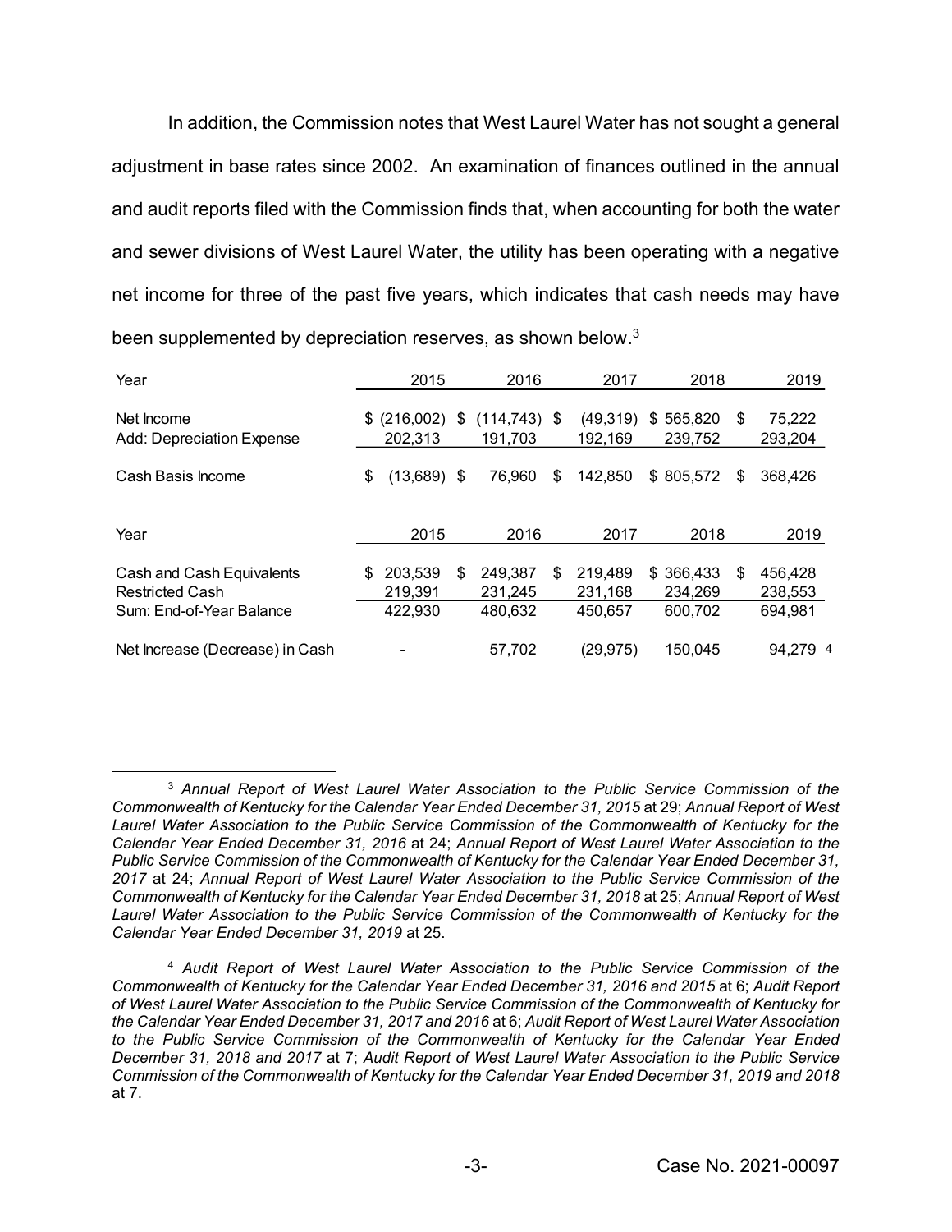In addition, the Commission notes that West Laurel Water has not sought a general adjustment in base rates since 2002. An examination of finances outlined in the annual and audit reports filed with the Commission finds that, when accounting for both the water and sewer divisions of West Laurel Water, the utility has been operating with a negative net income for three of the past five years, which indicates that cash needs may have been supplemented by depreciation reserves, as shown below.[3]

| Year | 2015 | 2016 | 2017 | 2018 | 2019 |
|---|---|---|---|---|---|
| Net Income | $ (216,002) | $ (114,743) | $ (49,319) | $ 565,820 | $ 75,222 |
| Add: Depreciation Expense | 202,313 | 191,703 | 192,169 | 239,752 | 293,204 |
| Cash Basis Income | $ (13,689) | $ 76,960 | $ 142,850 | $ 805,572 | $ 368,426 |

| Year | 2015 | 2016 | 2017 | 2018 | 2019 |
|---|---|---|---|---|---|
| Cash and Cash Equivalents | $ 203,539 | $ 249,387 | $ 219,489 | $ 366,433 | $ 456,428 |
| Restricted Cash | 219,391 | 231,245 | 231,168 | 234,269 | 238,553 |
| Sum: End-of-Year Balance | 422,930 | 480,632 | 450,657 | 600,702 | 694,981 |
| Net Increase (Decrease) in Cash | - | 57,702 | (29,975) | 150,045 | 94,279 [4] |

[3] *Annual Report of West Laurel Water Association to the Public Service Commission of the Commonwealth of Kentucky for the Calendar Year Ended December 31, 2015* at 29; *Annual Report of West Laurel Water Association to the Public Service Commission of the Commonwealth of Kentucky for the Calendar Year Ended December 31, 2016* at 24; *Annual Report of West Laurel Water Association to the Public Service Commission of the Commonwealth of Kentucky for the Calendar Year Ended December 31, 2017* at 24; *Annual Report of West Laurel Water Association to the Public Service Commission of the Commonwealth of Kentucky for the Calendar Year Ended December 31, 2018* at 25; *Annual Report of West Laurel Water Association to the Public Service Commission of the Commonwealth of Kentucky for the Calendar Year Ended December 31, 2019* at 25.

[4] *Audit Report of West Laurel Water Association to the Public Service Commission of the Commonwealth of Kentucky for the Calendar Year Ended December 31, 2016 and 2015* at 6; *Audit Report of West Laurel Water Association to the Public Service Commission of the Commonwealth of Kentucky for the Calendar Year Ended December 31, 2017 and 2016* at 6; *Audit Report of West Laurel Water Association to the Public Service Commission of the Commonwealth of Kentucky for the Calendar Year Ended December 31, 2018 and 2017* at 7; *Audit Report of West Laurel Water Association to the Public Service Commission of the Commonwealth of Kentucky for the Calendar Year Ended December 31, 2019 and 2018* at 7.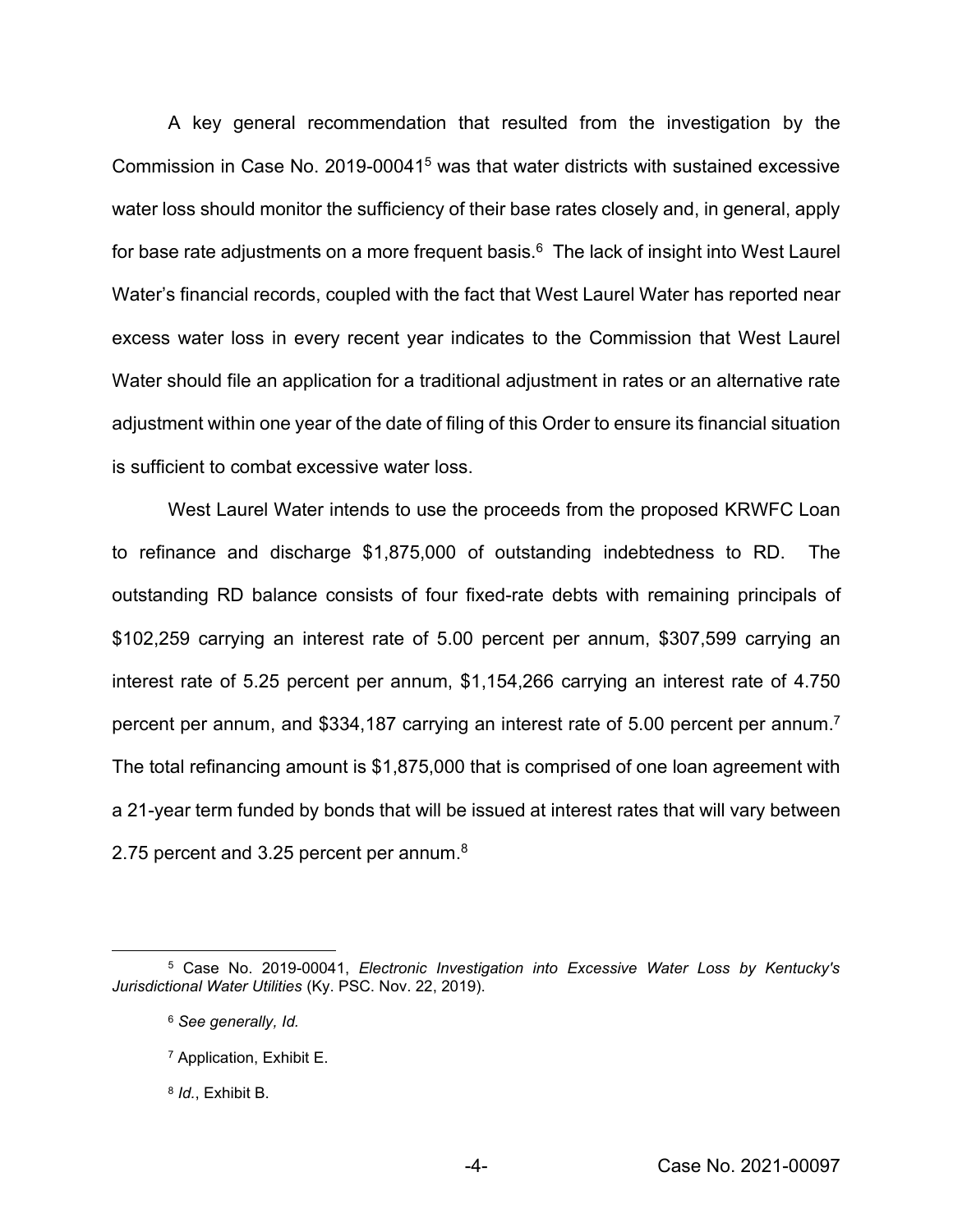A key general recommendation that resulted from the investigation by the Commission in Case No. 2019-00041[5] was that water districts with sustained excessive water loss should monitor the sufficiency of their base rates closely and, in general, apply for base rate adjustments on a more frequent basis.[6] The lack of insight into West Laurel Water's financial records, coupled with the fact that West Laurel Water has reported near excess water loss in every recent year indicates to the Commission that West Laurel Water should file an application for a traditional adjustment in rates or an alternative rate adjustment within one year of the date of filing of this Order to ensure its financial situation is sufficient to combat excessive water loss.

West Laurel Water intends to use the proceeds from the proposed KRWFC Loan to refinance and discharge $1,875,000 of outstanding indebtedness to RD. The outstanding RD balance consists of four fixed-rate debts with remaining principals of $102,259 carrying an interest rate of 5.00 percent per annum, $307,599 carrying an interest rate of 5.25 percent per annum, $1,154,266 carrying an interest rate of 4.750 percent per annum, and $334,187 carrying an interest rate of 5.00 percent per annum.[7] The total refinancing amount is $1,875,000 that is comprised of one loan agreement with a 21-year term funded by bonds that will be issued at interest rates that will vary between 2.75 percent and 3.25 percent per annum.[8]

---

[5] Case No. 2019-00041, *Electronic Investigation into Excessive Water Loss by Kentucky's Jurisdictional Water Utilities* (Ky. PSC. Nov. 22, 2019).

[6] *See generally, Id.*

[7] Application, Exhibit E.

[8] *Id.*, Exhibit B.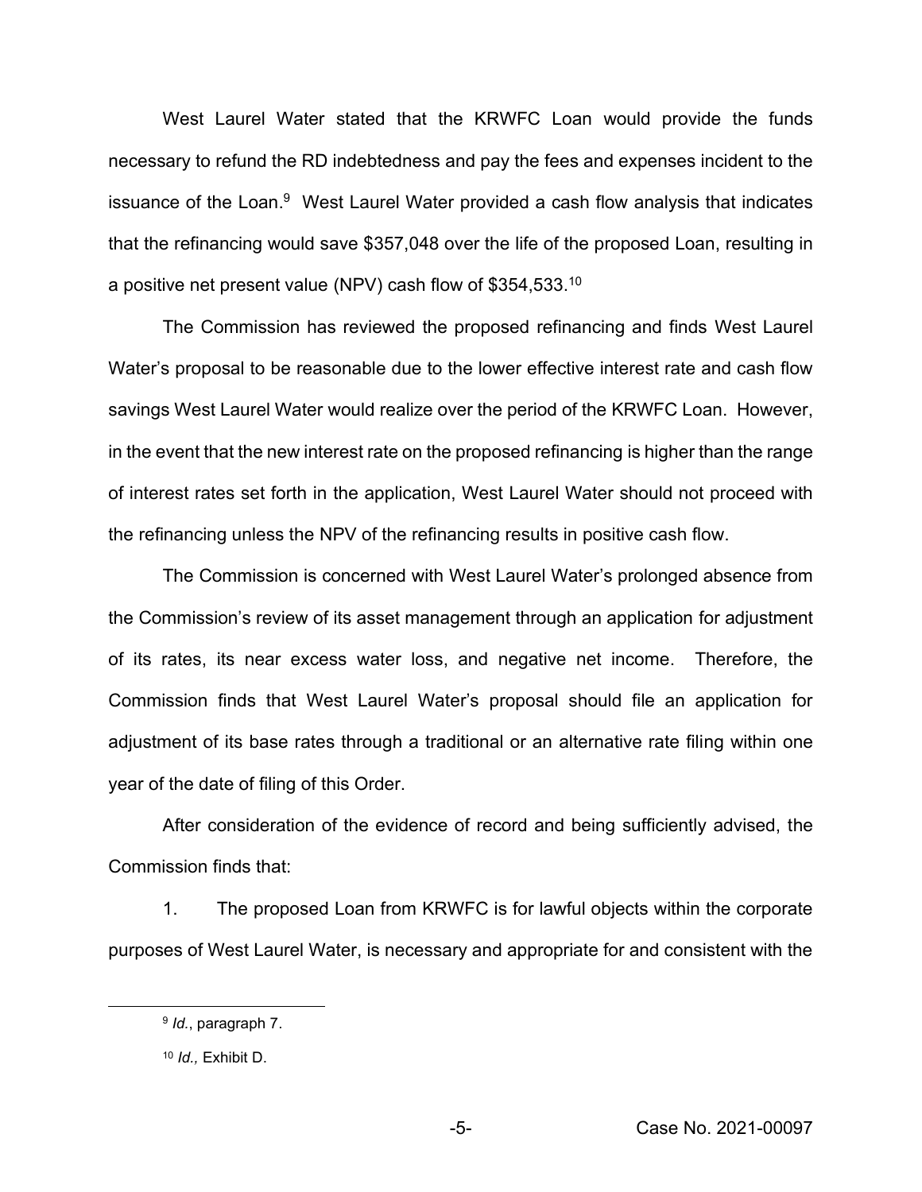West Laurel Water stated that the KRWFC Loan would provide the funds necessary to refund the RD indebtedness and pay the fees and expenses incident to the issuance of the Loan.[9] West Laurel Water provided a cash flow analysis that indicates that the refinancing would save $357,048 over the life of the proposed Loan, resulting in a positive net present value (NPV) cash flow of $354,533.[10]

The Commission has reviewed the proposed refinancing and finds West Laurel Water's proposal to be reasonable due to the lower effective interest rate and cash flow savings West Laurel Water would realize over the period of the KRWFC Loan. However, in the event that the new interest rate on the proposed refinancing is higher than the range of interest rates set forth in the application, West Laurel Water should not proceed with the refinancing unless the NPV of the refinancing results in positive cash flow.

The Commission is concerned with West Laurel Water's prolonged absence from the Commission's review of its asset management through an application for adjustment of its rates, its near excess water loss, and negative net income. Therefore, the Commission finds that West Laurel Water's proposal should file an application for adjustment of its base rates through a traditional or an alternative rate filing within one year of the date of filing of this Order.

After consideration of the evidence of record and being sufficiently advised, the Commission finds that:

1. The proposed Loan from KRWFC is for lawful objects within the corporate purposes of West Laurel Water, is necessary and appropriate for and consistent with the

[9] *Id.*, paragraph 7.

[10] *Id.,* Exhibit D.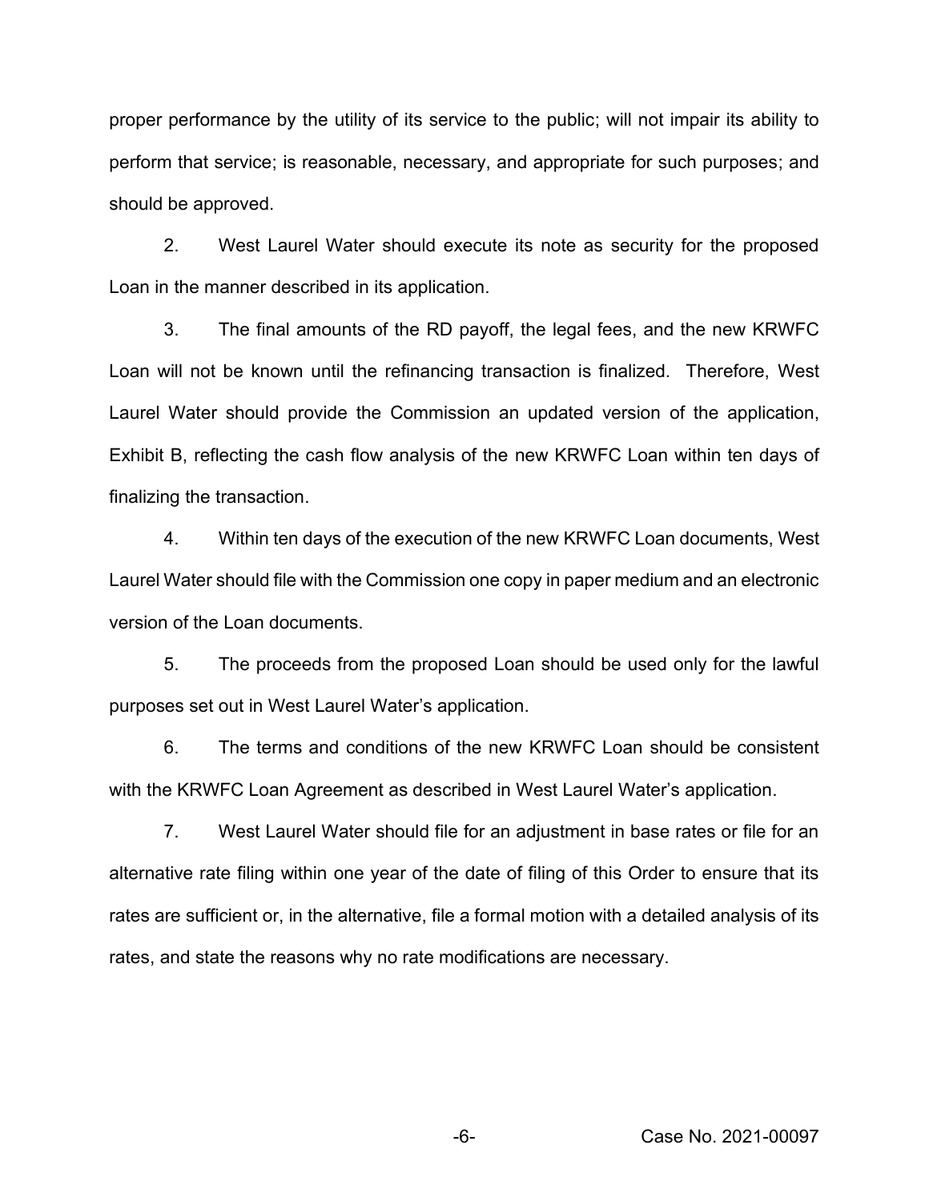proper performance by the utility of its service to the public; will not impair its ability to perform that service; is reasonable, necessary, and appropriate for such purposes; and should be approved.

2. West Laurel Water should execute its note as security for the proposed Loan in the manner described in its application.

3. The final amounts of the RD payoff, the legal fees, and the new KRWFC Loan will not be known until the refinancing transaction is finalized. Therefore, West Laurel Water should provide the Commission an updated version of the application, Exhibit B, reflecting the cash flow analysis of the new KRWFC Loan within ten days of finalizing the transaction.

4. Within ten days of the execution of the new KRWFC Loan documents, West Laurel Water should file with the Commission one copy in paper medium and an electronic version of the Loan documents.

5. The proceeds from the proposed Loan should be used only for the lawful purposes set out in West Laurel Water's application.

6. The terms and conditions of the new KRWFC Loan should be consistent with the KRWFC Loan Agreement as described in West Laurel Water's application.

7. West Laurel Water should file for an adjustment in base rates or file for an alternative rate filing within one year of the date of filing of this Order to ensure that its rates are sufficient or, in the alternative, file a formal motion with a detailed analysis of its rates, and state the reasons why no rate modifications are necessary.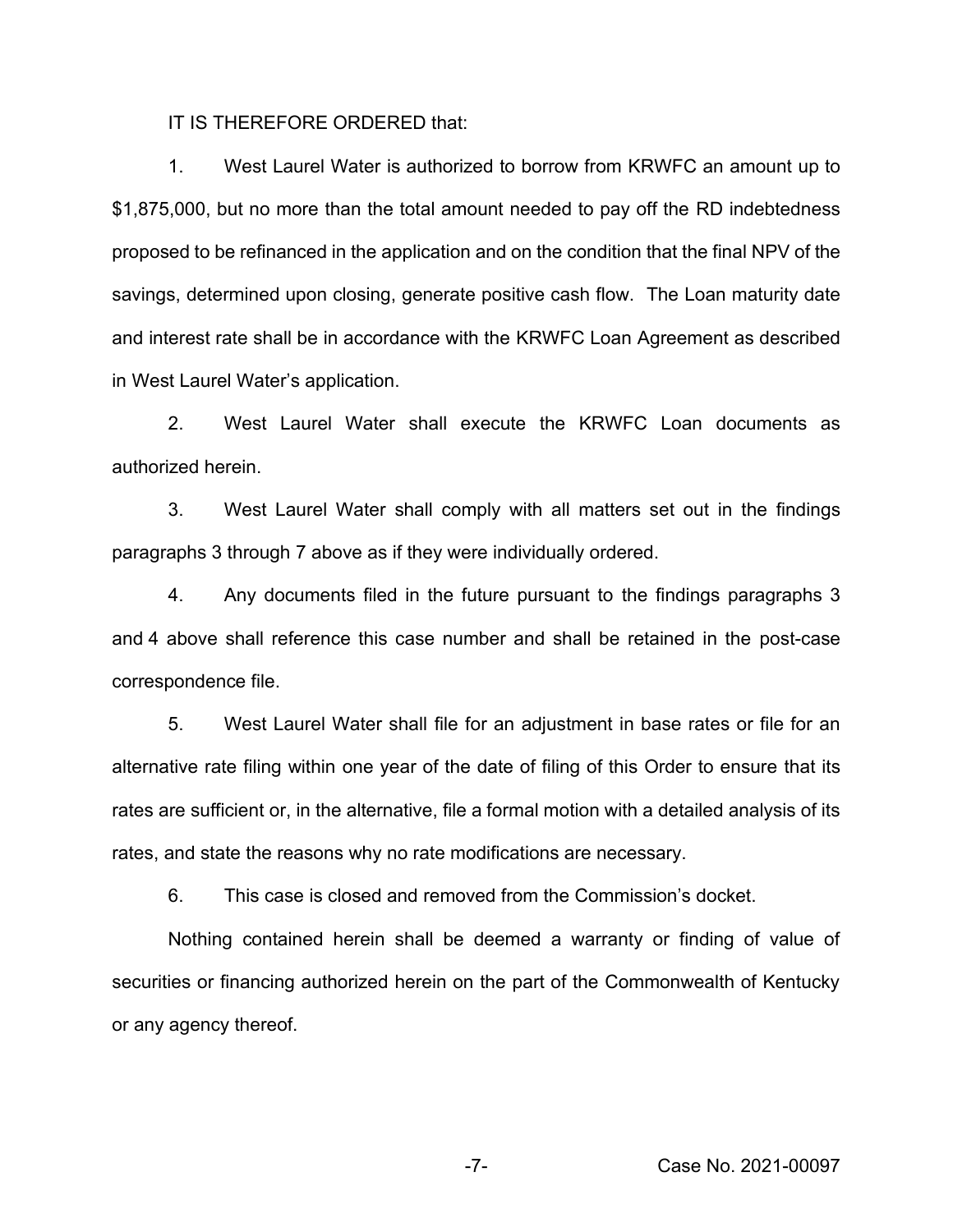IT IS THEREFORE ORDERED that:

1. West Laurel Water is authorized to borrow from KRWFC an amount up to $1,875,000, but no more than the total amount needed to pay off the RD indebtedness proposed to be refinanced in the application and on the condition that the final NPV of the savings, determined upon closing, generate positive cash flow. The Loan maturity date and interest rate shall be in accordance with the KRWFC Loan Agreement as described in West Laurel Water's application.

2. West Laurel Water shall execute the KRWFC Loan documents as authorized herein.

3. West Laurel Water shall comply with all matters set out in the findings paragraphs 3 through 7 above as if they were individually ordered.

4. Any documents filed in the future pursuant to the findings paragraphs 3 and 4 above shall reference this case number and shall be retained in the post-case correspondence file.

5. West Laurel Water shall file for an adjustment in base rates or file for an alternative rate filing within one year of the date of filing of this Order to ensure that its rates are sufficient or, in the alternative, file a formal motion with a detailed analysis of its rates, and state the reasons why no rate modifications are necessary.

6. This case is closed and removed from the Commission's docket.

Nothing contained herein shall be deemed a warranty or finding of value of securities or financing authorized herein on the part of the Commonwealth of Kentucky or any agency thereof.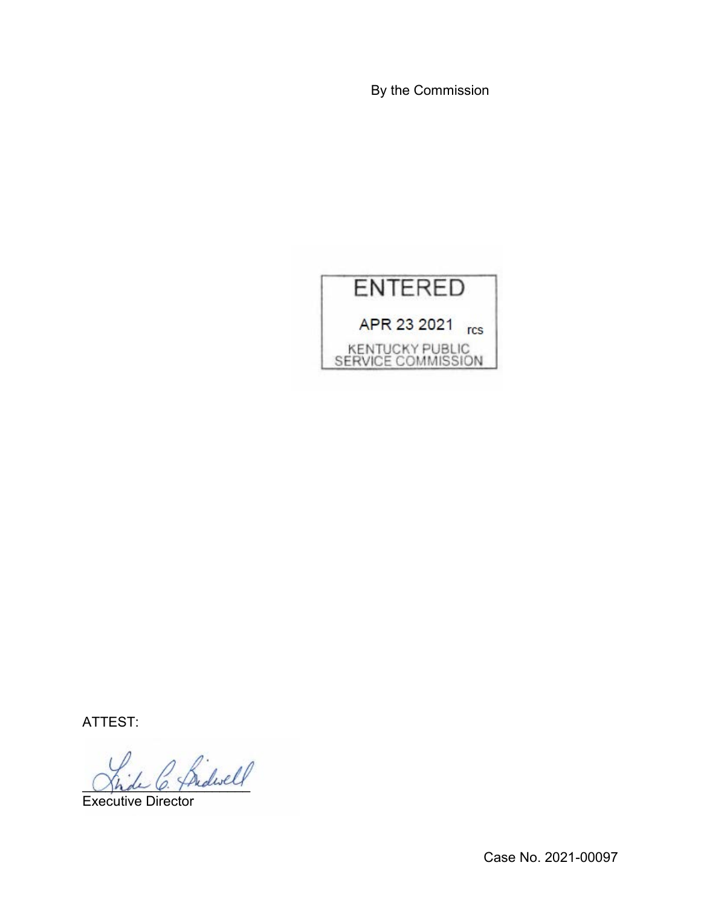By the Commission

ENTERED

APR 23 2021 rcs

KENTUCKY PUBLIC SERVICE COMMISSION

ATTEST:

Executive Director

Case No. 2021-00097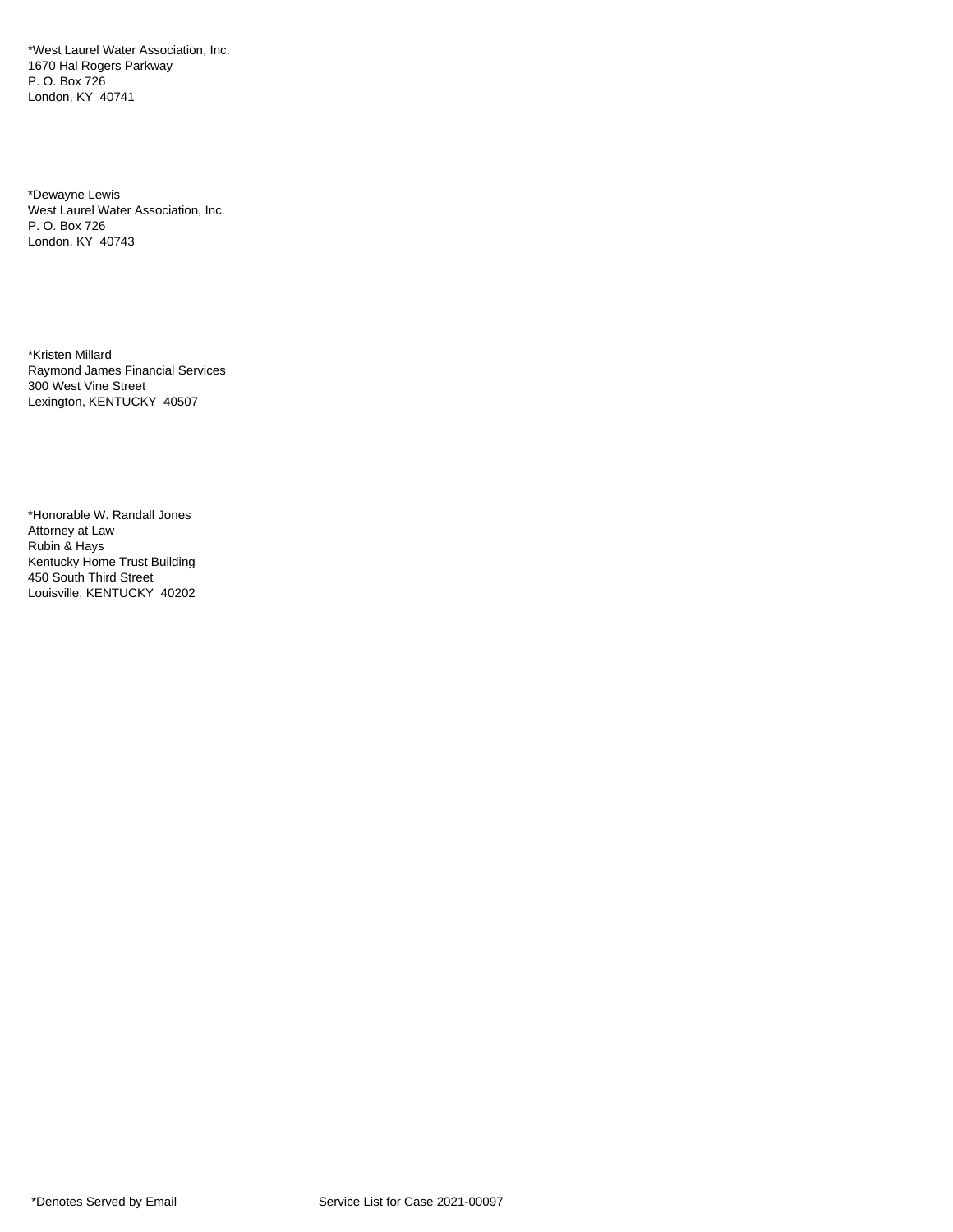*West Laurel Water Association, Inc.
1670 Hal Rogers Parkway
P. O. Box 726
London, KY  40741

*Dewayne Lewis
West Laurel Water Association, Inc.
P. O. Box 726
London, KY  40743

*Kristen Millard
Raymond James Financial Services
300 West Vine Street
Lexington, KENTUCKY  40507

*Honorable W. Randall Jones
Attorney at Law
Rubin & Hays
Kentucky Home Trust Building
450 South Third Street
Louisville, KENTUCKY  40202

*Denotes Served by Email

Service List for Case 2021-00097